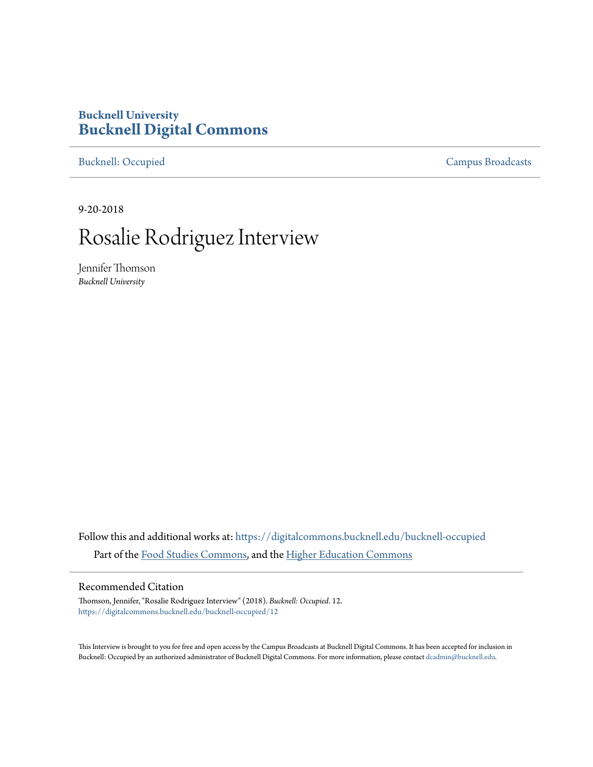Bucknell University
**Bucknell Digital Commons**

Bucknell: Occupied | Campus Broadcasts

9-20-2018

# Rosalie Rodriguez Interview

Jennifer Thomson
*Bucknell University*

Follow this and additional works at: https://digitalcommons.bucknell.edu/bucknell-occupied

Part of the Food Studies Commons, and the Higher Education Commons

## Recommended Citation

Thomson, Jennifer, "Rosalie Rodriguez Interview" (2018). *Bucknell: Occupied*. 12.
https://digitalcommons.bucknell.edu/bucknell-occupied/12

This Interview is brought to you for free and open access by the Campus Broadcasts at Bucknell Digital Commons. It has been accepted for inclusion in Bucknell: Occupied by an authorized administrator of Bucknell Digital Commons. For more information, please contact dcadmin@bucknell.edu.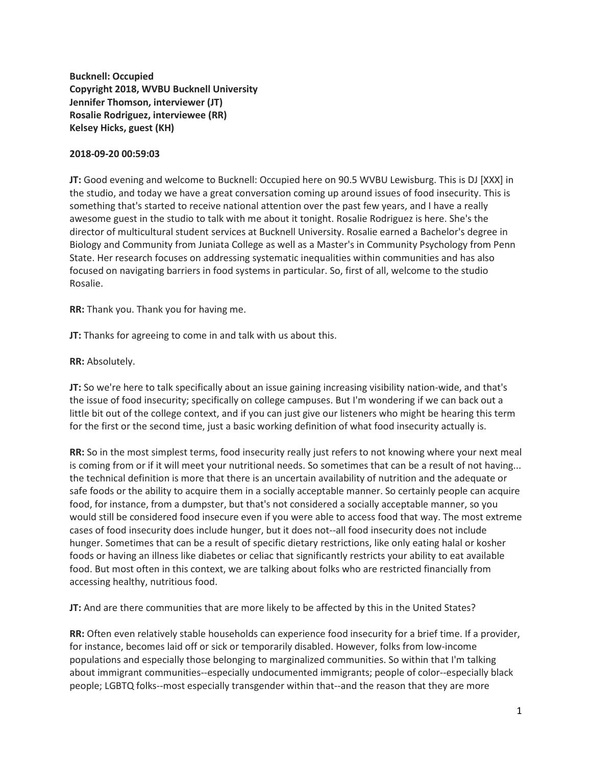**Bucknell: Occupied**
**Copyright 2018, WVBU Bucknell University**
**Jennifer Thomson, interviewer (JT)**
**Rosalie Rodriguez, interviewee (RR)**
**Kelsey Hicks, guest (KH)**

**2018-09-20 00:59:03**

**JT:** Good evening and welcome to Bucknell: Occupied here on 90.5 WVBU Lewisburg. This is DJ [XXX] in the studio, and today we have a great conversation coming up around issues of food insecurity. This is something that's started to receive national attention over the past few years, and I have a really awesome guest in the studio to talk with me about it tonight. Rosalie Rodriguez is here. She's the director of multicultural student services at Bucknell University. Rosalie earned a Bachelor's degree in Biology and Community from Juniata College as well as a Master's in Community Psychology from Penn State. Her research focuses on addressing systematic inequalities within communities and has also focused on navigating barriers in food systems in particular. So, first of all, welcome to the studio Rosalie.

**RR:** Thank you. Thank you for having me.

**JT:** Thanks for agreeing to come in and talk with us about this.

**RR:** Absolutely.

**JT:** So we're here to talk specifically about an issue gaining increasing visibility nation-wide, and that's the issue of food insecurity; specifically on college campuses. But I'm wondering if we can back out a little bit out of the college context, and if you can just give our listeners who might be hearing this term for the first or the second time, just a basic working definition of what food insecurity actually is.

**RR:** So in the most simplest terms, food insecurity really just refers to not knowing where your next meal is coming from or if it will meet your nutritional needs. So sometimes that can be a result of not having... the technical definition is more that there is an uncertain availability of nutrition and the adequate or safe foods or the ability to acquire them in a socially acceptable manner. So certainly people can acquire food, for instance, from a dumpster, but that's not considered a socially acceptable manner, so you would still be considered food insecure even if you were able to access food that way. The most extreme cases of food insecurity does include hunger, but it does not--all food insecurity does not include hunger. Sometimes that can be a result of specific dietary restrictions, like only eating halal or kosher foods or having an illness like diabetes or celiac that significantly restricts your ability to eat available food. But most often in this context, we are talking about folks who are restricted financially from accessing healthy, nutritious food.

**JT:** And are there communities that are more likely to be affected by this in the United States?

**RR:** Often even relatively stable households can experience food insecurity for a brief time. If a provider, for instance, becomes laid off or sick or temporarily disabled. However, folks from low-income populations and especially those belonging to marginalized communities. So within that I'm talking about immigrant communities--especially undocumented immigrants; people of color--especially black people; LGBTQ folks--most especially transgender within that--and the reason that they are more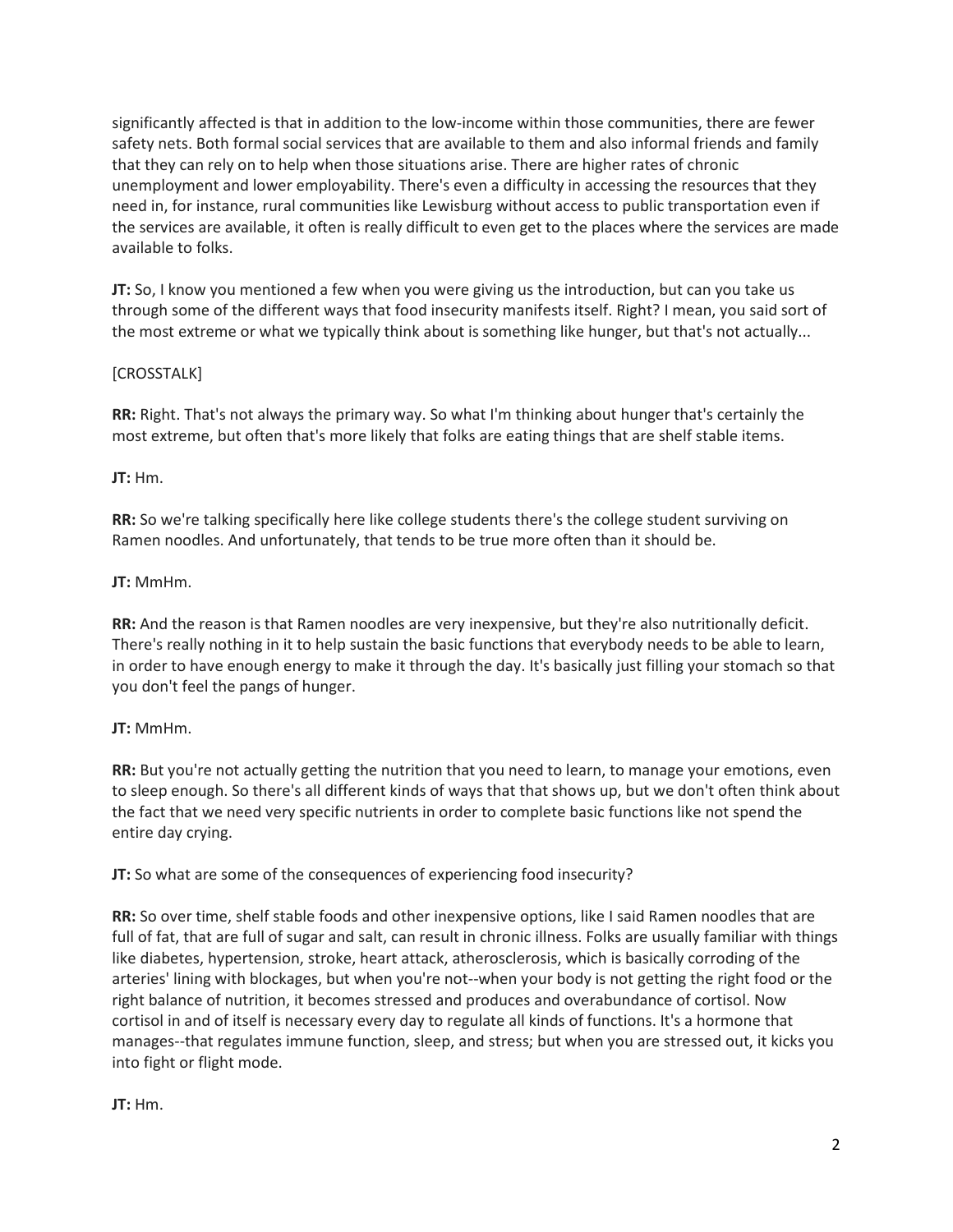significantly affected is that in addition to the low-income within those communities, there are fewer safety nets. Both formal social services that are available to them and also informal friends and family that they can rely on to help when those situations arise. There are higher rates of chronic unemployment and lower employability. There's even a difficulty in accessing the resources that they need in, for instance, rural communities like Lewisburg without access to public transportation even if the services are available, it often is really difficult to even get to the places where the services are made available to folks.

**JT:** So, I know you mentioned a few when you were giving us the introduction, but can you take us through some of the different ways that food insecurity manifests itself. Right? I mean, you said sort of the most extreme or what we typically think about is something like hunger, but that's not actually...

[CROSSTALK]

**RR:** Right. That's not always the primary way. So what I'm thinking about hunger that's certainly the most extreme, but often that's more likely that folks are eating things that are shelf stable items.

**JT:** Hm.

**RR:** So we're talking specifically here like college students there's the college student surviving on Ramen noodles. And unfortunately, that tends to be true more often than it should be.

**JT:** MmHm.

**RR:** And the reason is that Ramen noodles are very inexpensive, but they're also nutritionally deficit. There's really nothing in it to help sustain the basic functions that everybody needs to be able to learn, in order to have enough energy to make it through the day. It's basically just filling your stomach so that you don't feel the pangs of hunger.

**JT:** MmHm.

**RR:** But you're not actually getting the nutrition that you need to learn, to manage your emotions, even to sleep enough. So there's all different kinds of ways that that shows up, but we don't often think about the fact that we need very specific nutrients in order to complete basic functions like not spend the entire day crying.

**JT:** So what are some of the consequences of experiencing food insecurity?

**RR:** So over time, shelf stable foods and other inexpensive options, like I said Ramen noodles that are full of fat, that are full of sugar and salt, can result in chronic illness. Folks are usually familiar with things like diabetes, hypertension, stroke, heart attack, atherosclerosis, which is basically corroding of the arteries' lining with blockages, but when you're not--when your body is not getting the right food or the right balance of nutrition, it becomes stressed and produces and overabundance of cortisol. Now cortisol in and of itself is necessary every day to regulate all kinds of functions. It's a hormone that manages--that regulates immune function, sleep, and stress; but when you are stressed out, it kicks you into fight or flight mode.

**JT:** Hm.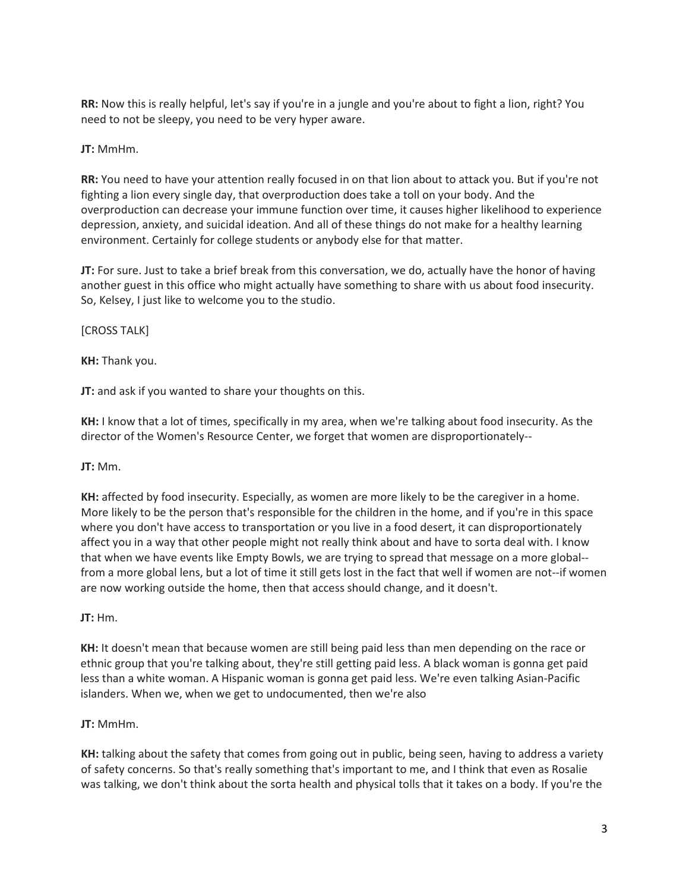**RR:** Now this is really helpful, let's say if you're in a jungle and you're about to fight a lion, right? You need to not be sleepy, you need to be very hyper aware.

**JT:** MmHm.

**RR:** You need to have your attention really focused in on that lion about to attack you. But if you're not fighting a lion every single day, that overproduction does take a toll on your body. And the overproduction can decrease your immune function over time, it causes higher likelihood to experience depression, anxiety, and suicidal ideation. And all of these things do not make for a healthy learning environment. Certainly for college students or anybody else for that matter.

**JT:** For sure. Just to take a brief break from this conversation, we do, actually have the honor of having another guest in this office who might actually have something to share with us about food insecurity. So, Kelsey, I just like to welcome you to the studio.

[CROSS TALK]

**KH:** Thank you.

**JT:** and ask if you wanted to share your thoughts on this.

**KH:** I know that a lot of times, specifically in my area, when we're talking about food insecurity. As the director of the Women's Resource Center, we forget that women are disproportionately--

**JT:** Mm.

**KH:** affected by food insecurity. Especially, as women are more likely to be the caregiver in a home. More likely to be the person that's responsible for the children in the home, and if you're in this space where you don't have access to transportation or you live in a food desert, it can disproportionately affect you in a way that other people might not really think about and have to sorta deal with. I know that when we have events like Empty Bowls, we are trying to spread that message on a more global--from a more global lens, but a lot of time it still gets lost in the fact that well if women are not--if women are now working outside the home, then that access should change, and it doesn't.

**JT:** Hm.

**KH:** It doesn't mean that because women are still being paid less than men depending on the race or ethnic group that you're talking about, they're still getting paid less. A black woman is gonna get paid less than a white woman. A Hispanic woman is gonna get paid less. We're even talking Asian-Pacific islanders. When we, when we get to undocumented, then we're also

**JT:** MmHm.

**KH:** talking about the safety that comes from going out in public, being seen, having to address a variety of safety concerns. So that's really something that's important to me, and I think that even as Rosalie was talking, we don't think about the sorta health and physical tolls that it takes on a body. If you're the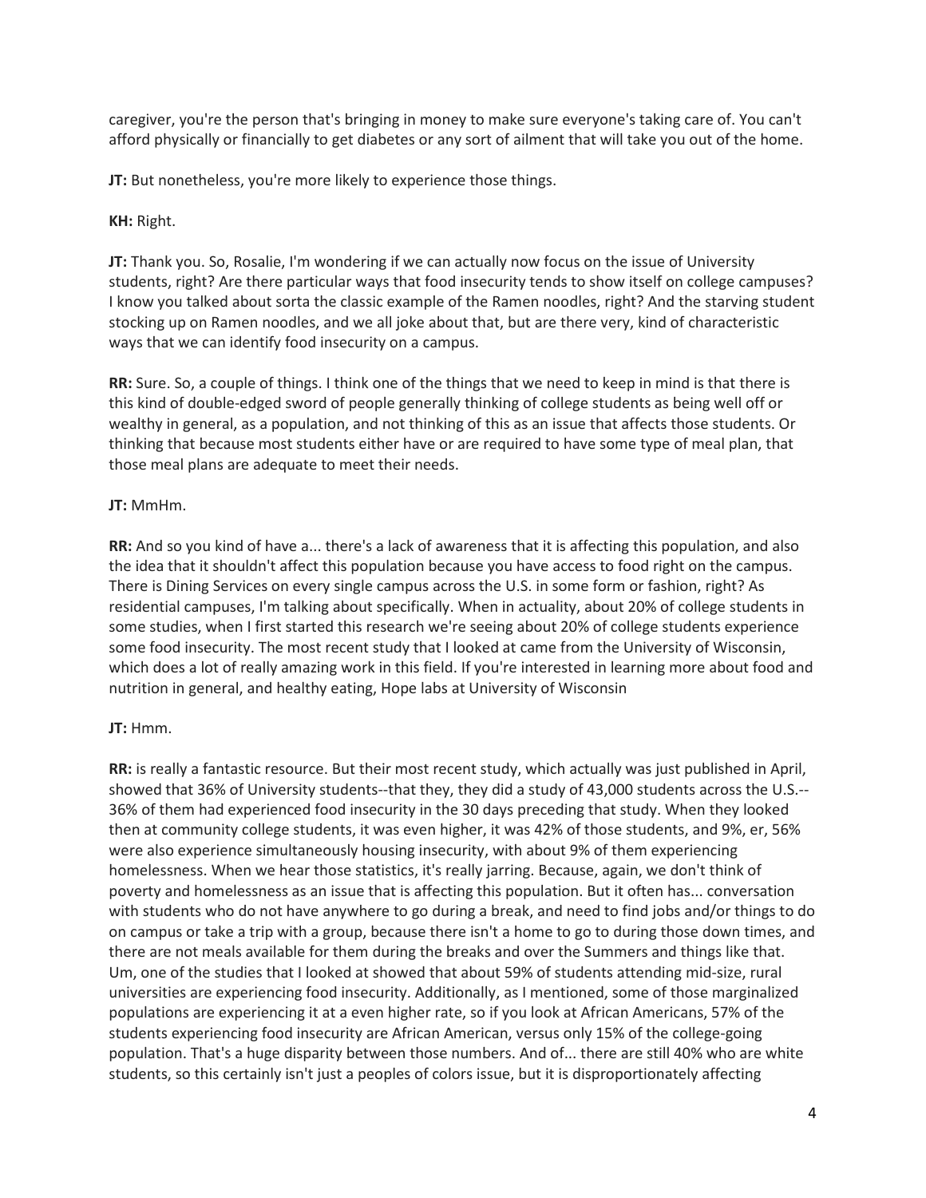caregiver, you're the person that's bringing in money to make sure everyone's taking care of. You can't afford physically or financially to get diabetes or any sort of ailment that will take you out of the home.

**JT:** But nonetheless, you're more likely to experience those things.

**KH:** Right.

**JT:** Thank you. So, Rosalie, I'm wondering if we can actually now focus on the issue of University students, right? Are there particular ways that food insecurity tends to show itself on college campuses? I know you talked about sorta the classic example of the Ramen noodles, right? And the starving student stocking up on Ramen noodles, and we all joke about that, but are there very, kind of characteristic ways that we can identify food insecurity on a campus.

**RR:** Sure. So, a couple of things. I think one of the things that we need to keep in mind is that there is this kind of double-edged sword of people generally thinking of college students as being well off or wealthy in general, as a population, and not thinking of this as an issue that affects those students. Or thinking that because most students either have or are required to have some type of meal plan, that those meal plans are adequate to meet their needs.

**JT:** MmHm.

**RR:** And so you kind of have a... there's a lack of awareness that it is affecting this population, and also the idea that it shouldn't affect this population because you have access to food right on the campus. There is Dining Services on every single campus across the U.S. in some form or fashion, right? As residential campuses, I'm talking about specifically. When in actuality, about 20% of college students in some studies, when I first started this research we're seeing about 20% of college students experience some food insecurity. The most recent study that I looked at came from the University of Wisconsin, which does a lot of really amazing work in this field. If you're interested in learning more about food and nutrition in general, and healthy eating, Hope labs at University of Wisconsin

**JT:** Hmm.

**RR:** is really a fantastic resource. But their most recent study, which actually was just published in April, showed that 36% of University students--that they, they did a study of 43,000 students across the U.S.-- 36% of them had experienced food insecurity in the 30 days preceding that study. When they looked then at community college students, it was even higher, it was 42% of those students, and 9%, er, 56% were also experience simultaneously housing insecurity, with about 9% of them experiencing homelessness. When we hear those statistics, it's really jarring. Because, again, we don't think of poverty and homelessness as an issue that is affecting this population. But it often has... conversation with students who do not have anywhere to go during a break, and need to find jobs and/or things to do on campus or take a trip with a group, because there isn't a home to go to during those down times, and there are not meals available for them during the breaks and over the Summers and things like that. Um, one of the studies that I looked at showed that about 59% of students attending mid-size, rural universities are experiencing food insecurity. Additionally, as I mentioned, some of those marginalized populations are experiencing it at a even higher rate, so if you look at African Americans, 57% of the students experiencing food insecurity are African American, versus only 15% of the college-going population. That's a huge disparity between those numbers. And of... there are still 40% who are white students, so this certainly isn't just a peoples of colors issue, but it is disproportionately affecting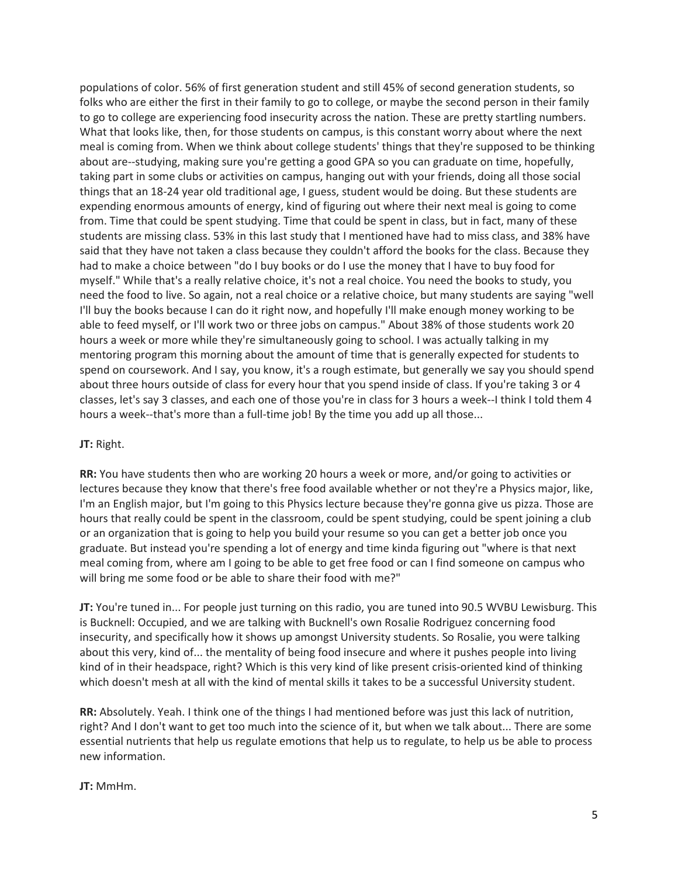populations of color. 56% of first generation student and still 45% of second generation students, so folks who are either the first in their family to go to college, or maybe the second person in their family to go to college are experiencing food insecurity across the nation. These are pretty startling numbers. What that looks like, then, for those students on campus, is this constant worry about where the next meal is coming from. When we think about college students' things that they're supposed to be thinking about are--studying, making sure you're getting a good GPA so you can graduate on time, hopefully, taking part in some clubs or activities on campus, hanging out with your friends, doing all those social things that an 18-24 year old traditional age, I guess, student would be doing. But these students are expending enormous amounts of energy, kind of figuring out where their next meal is going to come from. Time that could be spent studying. Time that could be spent in class, but in fact, many of these students are missing class. 53% in this last study that I mentioned have had to miss class, and 38% have said that they have not taken a class because they couldn't afford the books for the class. Because they had to make a choice between "do I buy books or do I use the money that I have to buy food for myself." While that's a really relative choice, it's not a real choice. You need the books to study, you need the food to live. So again, not a real choice or a relative choice, but many students are saying "well I'll buy the books because I can do it right now, and hopefully I'll make enough money working to be able to feed myself, or I'll work two or three jobs on campus." About 38% of those students work 20 hours a week or more while they're simultaneously going to school. I was actually talking in my mentoring program this morning about the amount of time that is generally expected for students to spend on coursework. And I say, you know, it's a rough estimate, but generally we say you should spend about three hours outside of class for every hour that you spend inside of class. If you're taking 3 or 4 classes, let's say 3 classes, and each one of those you're in class for 3 hours a week--I think I told them 4 hours a week--that's more than a full-time job! By the time you add up all those...

**JT:** Right.

**RR:** You have students then who are working 20 hours a week or more, and/or going to activities or lectures because they know that there's free food available whether or not they're a Physics major, like, I'm an English major, but I'm going to this Physics lecture because they're gonna give us pizza. Those are hours that really could be spent in the classroom, could be spent studying, could be spent joining a club or an organization that is going to help you build your resume so you can get a better job once you graduate. But instead you're spending a lot of energy and time kinda figuring out "where is that next meal coming from, where am I going to be able to get free food or can I find someone on campus who will bring me some food or be able to share their food with me?"

**JT:** You're tuned in... For people just turning on this radio, you are tuned into 90.5 WVBU Lewisburg. This is Bucknell: Occupied, and we are talking with Bucknell's own Rosalie Rodriguez concerning food insecurity, and specifically how it shows up amongst University students. So Rosalie, you were talking about this very, kind of... the mentality of being food insecure and where it pushes people into living kind of in their headspace, right? Which is this very kind of like present crisis-oriented kind of thinking which doesn't mesh at all with the kind of mental skills it takes to be a successful University student.

**RR:** Absolutely. Yeah. I think one of the things I had mentioned before was just this lack of nutrition, right? And I don't want to get too much into the science of it, but when we talk about... There are some essential nutrients that help us regulate emotions that help us to regulate, to help us be able to process new information.

**JT:** MmHm.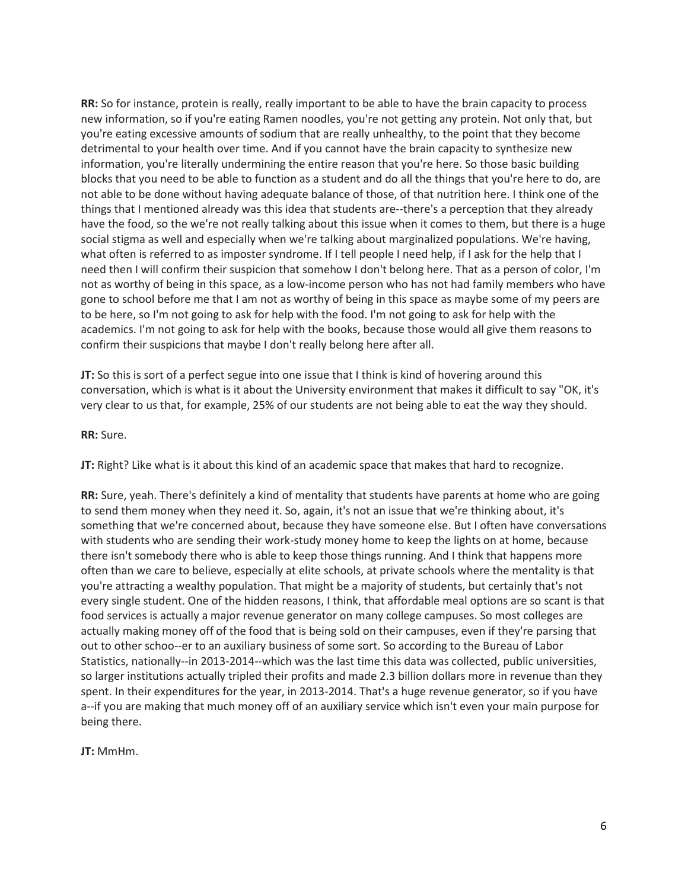**RR:** So for instance, protein is really, really important to be able to have the brain capacity to process new information, so if you're eating Ramen noodles, you're not getting any protein. Not only that, but you're eating excessive amounts of sodium that are really unhealthy, to the point that they become detrimental to your health over time. And if you cannot have the brain capacity to synthesize new information, you're literally undermining the entire reason that you're here. So those basic building blocks that you need to be able to function as a student and do all the things that you're here to do, are not able to be done without having adequate balance of those, of that nutrition here. I think one of the things that I mentioned already was this idea that students are--there's a perception that they already have the food, so the we're not really talking about this issue when it comes to them, but there is a huge social stigma as well and especially when we're talking about marginalized populations. We're having, what often is referred to as imposter syndrome. If I tell people I need help, if I ask for the help that I need then I will confirm their suspicion that somehow I don't belong here. That as a person of color, I'm not as worthy of being in this space, as a low-income person who has not had family members who have gone to school before me that I am not as worthy of being in this space as maybe some of my peers are to be here, so I'm not going to ask for help with the food. I'm not going to ask for help with the academics. I'm not going to ask for help with the books, because those would all give them reasons to confirm their suspicions that maybe I don't really belong here after all.

**JT:** So this is sort of a perfect segue into one issue that I think is kind of hovering around this conversation, which is what is it about the University environment that makes it difficult to say "OK, it's very clear to us that, for example, 25% of our students are not being able to eat the way they should.

**RR:** Sure.

**JT:** Right? Like what is it about this kind of an academic space that makes that hard to recognize.

**RR:** Sure, yeah. There's definitely a kind of mentality that students have parents at home who are going to send them money when they need it. So, again, it's not an issue that we're thinking about, it's something that we're concerned about, because they have someone else. But I often have conversations with students who are sending their work-study money home to keep the lights on at home, because there isn't somebody there who is able to keep those things running. And I think that happens more often than we care to believe, especially at elite schools, at private schools where the mentality is that you're attracting a wealthy population. That might be a majority of students, but certainly that's not every single student. One of the hidden reasons, I think, that affordable meal options are so scant is that food services is actually a major revenue generator on many college campuses. So most colleges are actually making money off of the food that is being sold on their campuses, even if they're parsing that out to other schoo--er to an auxiliary business of some sort. So according to the Bureau of Labor Statistics, nationally--in 2013-2014--which was the last time this data was collected, public universities, so larger institutions actually tripled their profits and made 2.3 billion dollars more in revenue than they spent. In their expenditures for the year, in 2013-2014. That's a huge revenue generator, so if you have a--if you are making that much money off of an auxiliary service which isn't even your main purpose for being there.

**JT:** MmHm.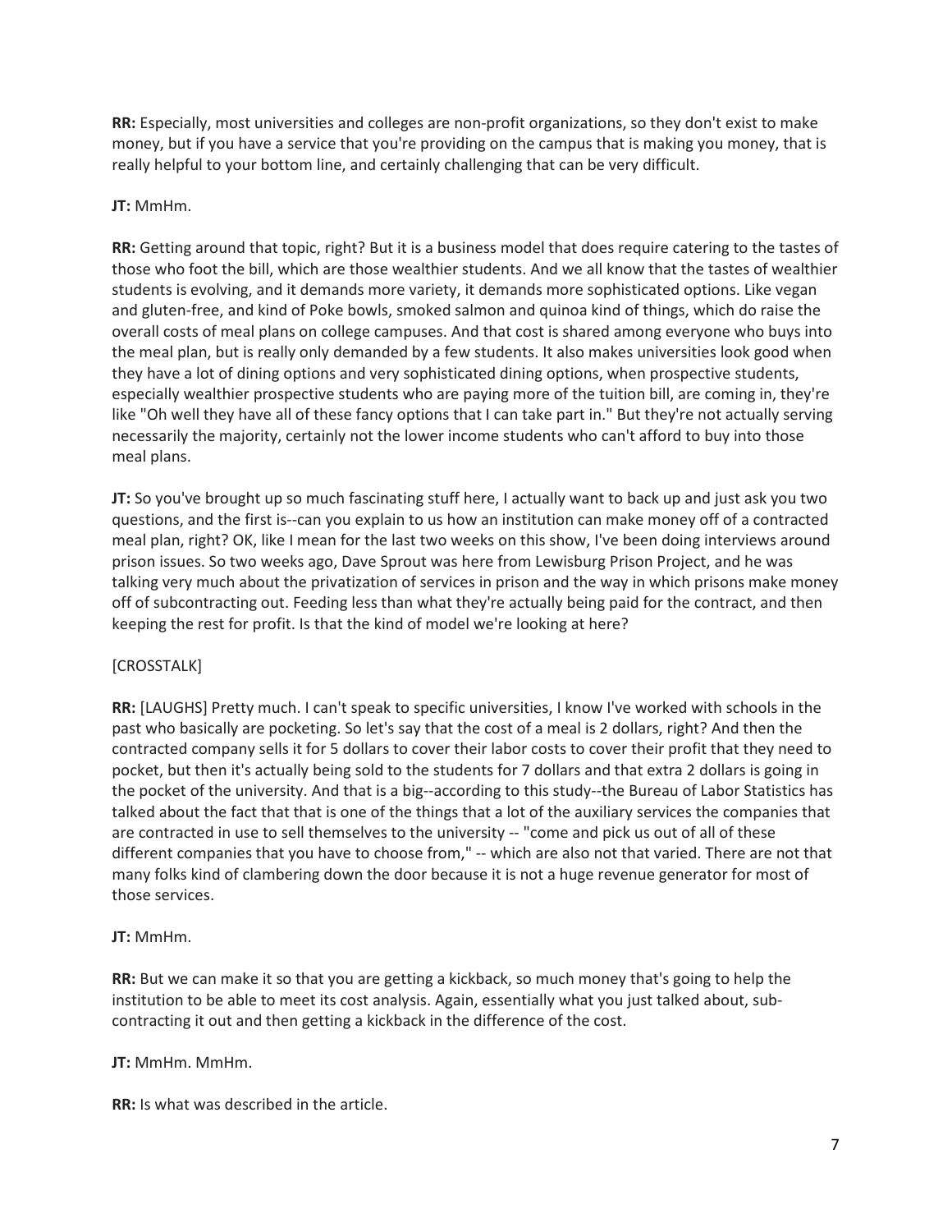**RR:** Especially, most universities and colleges are non-profit organizations, so they don't exist to make money, but if you have a service that you're providing on the campus that is making you money, that is really helpful to your bottom line, and certainly challenging that can be very difficult.

**JT:** MmHm.

**RR:** Getting around that topic, right? But it is a business model that does require catering to the tastes of those who foot the bill, which are those wealthier students. And we all know that the tastes of wealthier students is evolving, and it demands more variety, it demands more sophisticated options. Like vegan and gluten-free, and kind of Poke bowls, smoked salmon and quinoa kind of things, which do raise the overall costs of meal plans on college campuses. And that cost is shared among everyone who buys into the meal plan, but is really only demanded by a few students. It also makes universities look good when they have a lot of dining options and very sophisticated dining options, when prospective students, especially wealthier prospective students who are paying more of the tuition bill, are coming in, they're like "Oh well they have all of these fancy options that I can take part in." But they're not actually serving necessarily the majority, certainly not the lower income students who can't afford to buy into those meal plans.

**JT:** So you've brought up so much fascinating stuff here, I actually want to back up and just ask you two questions, and the first is--can you explain to us how an institution can make money off of a contracted meal plan, right? OK, like I mean for the last two weeks on this show, I've been doing interviews around prison issues. So two weeks ago, Dave Sprout was here from Lewisburg Prison Project, and he was talking very much about the privatization of services in prison and the way in which prisons make money off of subcontracting out. Feeding less than what they're actually being paid for the contract, and then keeping the rest for profit. Is that the kind of model we're looking at here?

[CROSSTALK]

**RR:** [LAUGHS] Pretty much. I can't speak to specific universities, I know I've worked with schools in the past who basically are pocketing. So let's say that the cost of a meal is 2 dollars, right? And then the contracted company sells it for 5 dollars to cover their labor costs to cover their profit that they need to pocket, but then it's actually being sold to the students for 7 dollars and that extra 2 dollars is going in the pocket of the university. And that is a big--according to this study--the Bureau of Labor Statistics has talked about the fact that that is one of the things that a lot of the auxiliary services the companies that are contracted in use to sell themselves to the university -- "come and pick us out of all of these different companies that you have to choose from," -- which are also not that varied. There are not that many folks kind of clambering down the door because it is not a huge revenue generator for most of those services.

**JT:** MmHm.

**RR:** But we can make it so that you are getting a kickback, so much money that's going to help the institution to be able to meet its cost analysis. Again, essentially what you just talked about, sub-contracting it out and then getting a kickback in the difference of the cost.

**JT:** MmHm. MmHm.

**RR:** Is what was described in the article.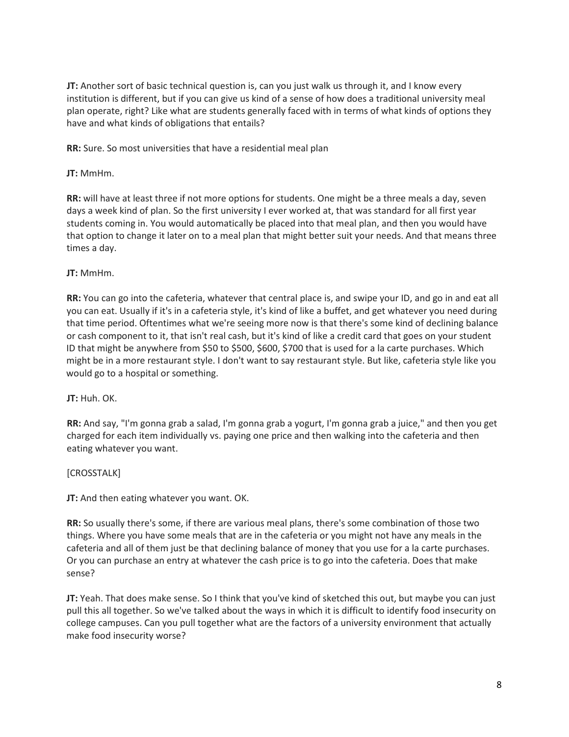**JT:** Another sort of basic technical question is, can you just walk us through it, and I know every institution is different, but if you can give us kind of a sense of how does a traditional university meal plan operate, right? Like what are students generally faced with in terms of what kinds of options they have and what kinds of obligations that entails?

**RR:** Sure. So most universities that have a residential meal plan

**JT:** MmHm.

**RR:** will have at least three if not more options for students. One might be a three meals a day, seven days a week kind of plan. So the first university I ever worked at, that was standard for all first year students coming in. You would automatically be placed into that meal plan, and then you would have that option to change it later on to a meal plan that might better suit your needs. And that means three times a day.

**JT:** MmHm.

**RR:** You can go into the cafeteria, whatever that central place is, and swipe your ID, and go in and eat all you can eat. Usually if it's in a cafeteria style, it's kind of like a buffet, and get whatever you need during that time period. Oftentimes what we're seeing more now is that there's some kind of declining balance or cash component to it, that isn't real cash, but it's kind of like a credit card that goes on your student ID that might be anywhere from $50 to $500, $600, $700 that is used for a la carte purchases. Which might be in a more restaurant style. I don't want to say restaurant style. But like, cafeteria style like you would go to a hospital or something.

**JT:** Huh. OK.

**RR:** And say, "I'm gonna grab a salad, I'm gonna grab a yogurt, I'm gonna grab a juice," and then you get charged for each item individually vs. paying one price and then walking into the cafeteria and then eating whatever you want.

[CROSSTALK]

**JT:** And then eating whatever you want. OK.

**RR:** So usually there's some, if there are various meal plans, there's some combination of those two things. Where you have some meals that are in the cafeteria or you might not have any meals in the cafeteria and all of them just be that declining balance of money that you use for a la carte purchases. Or you can purchase an entry at whatever the cash price is to go into the cafeteria. Does that make sense?

**JT:** Yeah. That does make sense. So I think that you've kind of sketched this out, but maybe you can just pull this all together. So we've talked about the ways in which it is difficult to identify food insecurity on college campuses. Can you pull together what are the factors of a university environment that actually make food insecurity worse?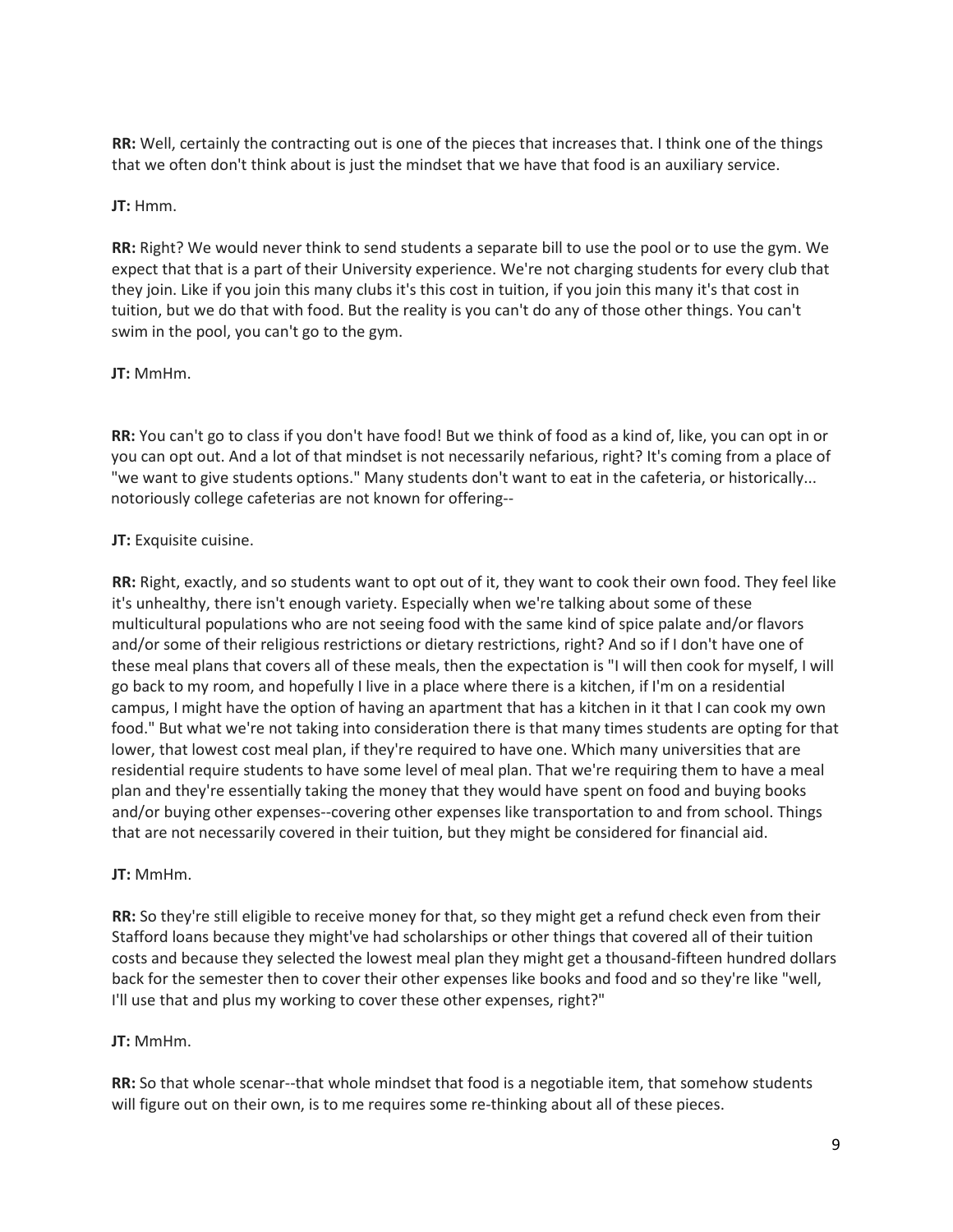**RR:** Well, certainly the contracting out is one of the pieces that increases that. I think one of the things that we often don't think about is just the mindset that we have that food is an auxiliary service.

**JT:** Hmm.

**RR:** Right? We would never think to send students a separate bill to use the pool or to use the gym. We expect that that is a part of their University experience. We're not charging students for every club that they join. Like if you join this many clubs it's this cost in tuition, if you join this many it's that cost in tuition, but we do that with food. But the reality is you can't do any of those other things. You can't swim in the pool, you can't go to the gym.

**JT:** MmHm.

**RR:** You can't go to class if you don't have food! But we think of food as a kind of, like, you can opt in or you can opt out. And a lot of that mindset is not necessarily nefarious, right? It's coming from a place of "we want to give students options." Many students don't want to eat in the cafeteria, or historically... notoriously college cafeterias are not known for offering--

**JT:** Exquisite cuisine.

**RR:** Right, exactly, and so students want to opt out of it, they want to cook their own food. They feel like it's unhealthy, there isn't enough variety. Especially when we're talking about some of these multicultural populations who are not seeing food with the same kind of spice palate and/or flavors and/or some of their religious restrictions or dietary restrictions, right? And so if I don't have one of these meal plans that covers all of these meals, then the expectation is "I will then cook for myself, I will go back to my room, and hopefully I live in a place where there is a kitchen, if I'm on a residential campus, I might have the option of having an apartment that has a kitchen in it that I can cook my own food." But what we're not taking into consideration there is that many times students are opting for that lower, that lowest cost meal plan, if they're required to have one. Which many universities that are residential require students to have some level of meal plan. That we're requiring them to have a meal plan and they're essentially taking the money that they would have spent on food and buying books and/or buying other expenses--covering other expenses like transportation to and from school. Things that are not necessarily covered in their tuition, but they might be considered for financial aid.

**JT:** MmHm.

**RR:** So they're still eligible to receive money for that, so they might get a refund check even from their Stafford loans because they might've had scholarships or other things that covered all of their tuition costs and because they selected the lowest meal plan they might get a thousand-fifteen hundred dollars back for the semester then to cover their other expenses like books and food and so they're like "well, I'll use that and plus my working to cover these other expenses, right?"

**JT:** MmHm.

**RR:** So that whole scenar--that whole mindset that food is a negotiable item, that somehow students will figure out on their own, is to me requires some re-thinking about all of these pieces.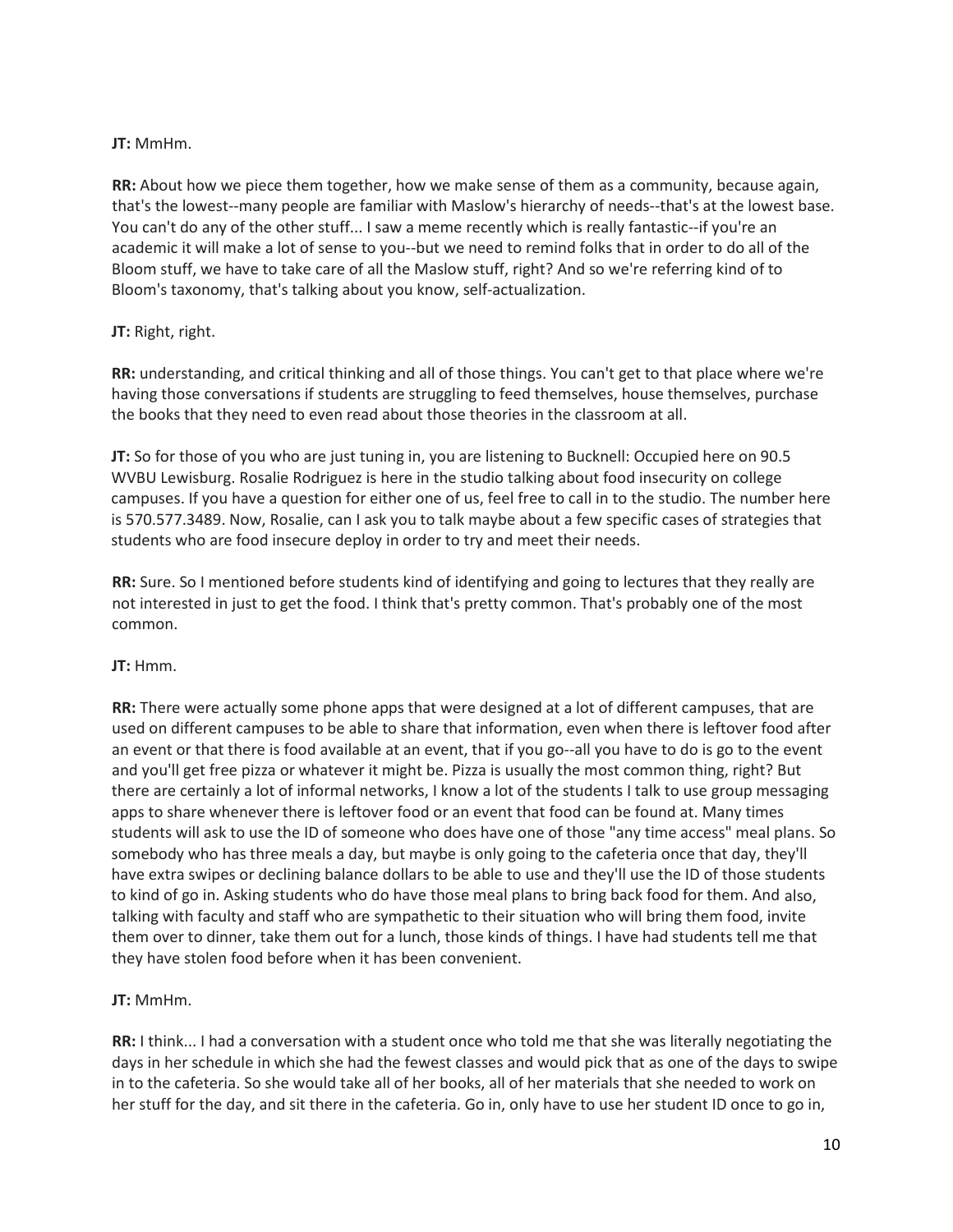**JT:** MmHm.

**RR:** About how we piece them together, how we make sense of them as a community, because again, that's the lowest--many people are familiar with Maslow's hierarchy of needs--that's at the lowest base. You can't do any of the other stuff... I saw a meme recently which is really fantastic--if you're an academic it will make a lot of sense to you--but we need to remind folks that in order to do all of the Bloom stuff, we have to take care of all the Maslow stuff, right? And so we're referring kind of to Bloom's taxonomy, that's talking about you know, self-actualization.

**JT:** Right, right.

**RR:** understanding, and critical thinking and all of those things. You can't get to that place where we're having those conversations if students are struggling to feed themselves, house themselves, purchase the books that they need to even read about those theories in the classroom at all.

**JT:** So for those of you who are just tuning in, you are listening to Bucknell: Occupied here on 90.5 WVBU Lewisburg. Rosalie Rodriguez is here in the studio talking about food insecurity on college campuses. If you have a question for either one of us, feel free to call in to the studio. The number here is 570.577.3489. Now, Rosalie, can I ask you to talk maybe about a few specific cases of strategies that students who are food insecure deploy in order to try and meet their needs.

**RR:** Sure. So I mentioned before students kind of identifying and going to lectures that they really are not interested in just to get the food. I think that's pretty common. That's probably one of the most common.

**JT:** Hmm.

**RR:** There were actually some phone apps that were designed at a lot of different campuses, that are used on different campuses to be able to share that information, even when there is leftover food after an event or that there is food available at an event, that if you go--all you have to do is go to the event and you'll get free pizza or whatever it might be. Pizza is usually the most common thing, right? But there are certainly a lot of informal networks, I know a lot of the students I talk to use group messaging apps to share whenever there is leftover food or an event that food can be found at. Many times students will ask to use the ID of someone who does have one of those "any time access" meal plans. So somebody who has three meals a day, but maybe is only going to the cafeteria once that day, they'll have extra swipes or declining balance dollars to be able to use and they'll use the ID of those students to kind of go in. Asking students who do have those meal plans to bring back food for them. And also, talking with faculty and staff who are sympathetic to their situation who will bring them food, invite them over to dinner, take them out for a lunch, those kinds of things. I have had students tell me that they have stolen food before when it has been convenient.

**JT:** MmHm.

**RR:** I think... I had a conversation with a student once who told me that she was literally negotiating the days in her schedule in which she had the fewest classes and would pick that as one of the days to swipe in to the cafeteria. So she would take all of her books, all of her materials that she needed to work on her stuff for the day, and sit there in the cafeteria. Go in, only have to use her student ID once to go in,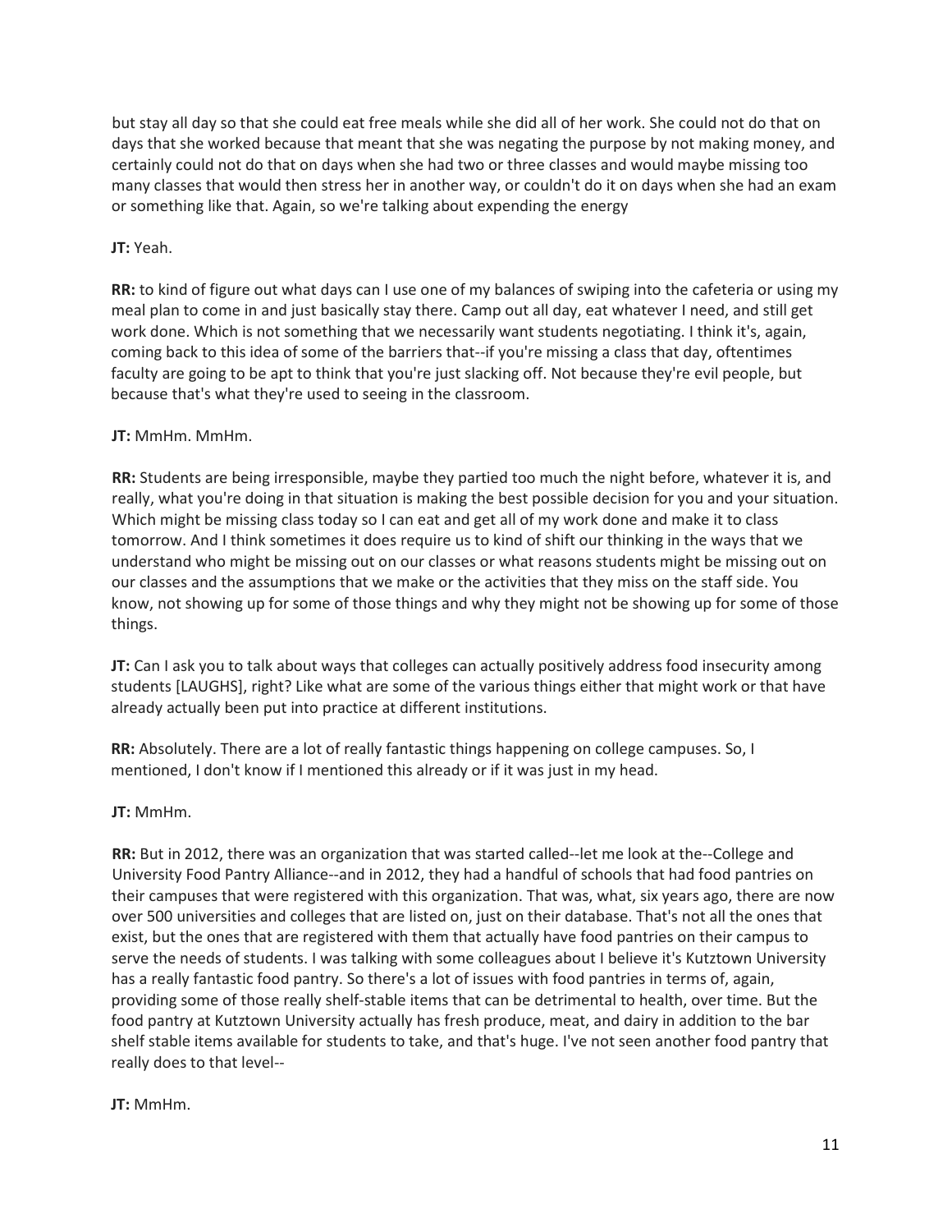but stay all day so that she could eat free meals while she did all of her work. She could not do that on days that she worked because that meant that she was negating the purpose by not making money, and certainly could not do that on days when she had two or three classes and would maybe missing too many classes that would then stress her in another way, or couldn't do it on days when she had an exam or something like that. Again, so we're talking about expending the energy

**JT:** Yeah.

**RR:** to kind of figure out what days can I use one of my balances of swiping into the cafeteria or using my meal plan to come in and just basically stay there. Camp out all day, eat whatever I need, and still get work done. Which is not something that we necessarily want students negotiating. I think it's, again, coming back to this idea of some of the barriers that--if you're missing a class that day, oftentimes faculty are going to be apt to think that you're just slacking off. Not because they're evil people, but because that's what they're used to seeing in the classroom.

**JT:** MmHm. MmHm.

**RR:** Students are being irresponsible, maybe they partied too much the night before, whatever it is, and really, what you're doing in that situation is making the best possible decision for you and your situation. Which might be missing class today so I can eat and get all of my work done and make it to class tomorrow. And I think sometimes it does require us to kind of shift our thinking in the ways that we understand who might be missing out on our classes or what reasons students might be missing out on our classes and the assumptions that we make or the activities that they miss on the staff side. You know, not showing up for some of those things and why they might not be showing up for some of those things.

**JT:** Can I ask you to talk about ways that colleges can actually positively address food insecurity among students [LAUGHS], right? Like what are some of the various things either that might work or that have already actually been put into practice at different institutions.

**RR:** Absolutely. There are a lot of really fantastic things happening on college campuses. So, I mentioned, I don't know if I mentioned this already or if it was just in my head.

**JT:** MmHm.

**RR:** But in 2012, there was an organization that was started called--let me look at the--College and University Food Pantry Alliance--and in 2012, they had a handful of schools that had food pantries on their campuses that were registered with this organization. That was, what, six years ago, there are now over 500 universities and colleges that are listed on, just on their database. That's not all the ones that exist, but the ones that are registered with them that actually have food pantries on their campus to serve the needs of students. I was talking with some colleagues about I believe it's Kutztown University has a really fantastic food pantry. So there's a lot of issues with food pantries in terms of, again, providing some of those really shelf-stable items that can be detrimental to health, over time. But the food pantry at Kutztown University actually has fresh produce, meat, and dairy in addition to the bar shelf stable items available for students to take, and that's huge. I've not seen another food pantry that really does to that level--

**JT:** MmHm.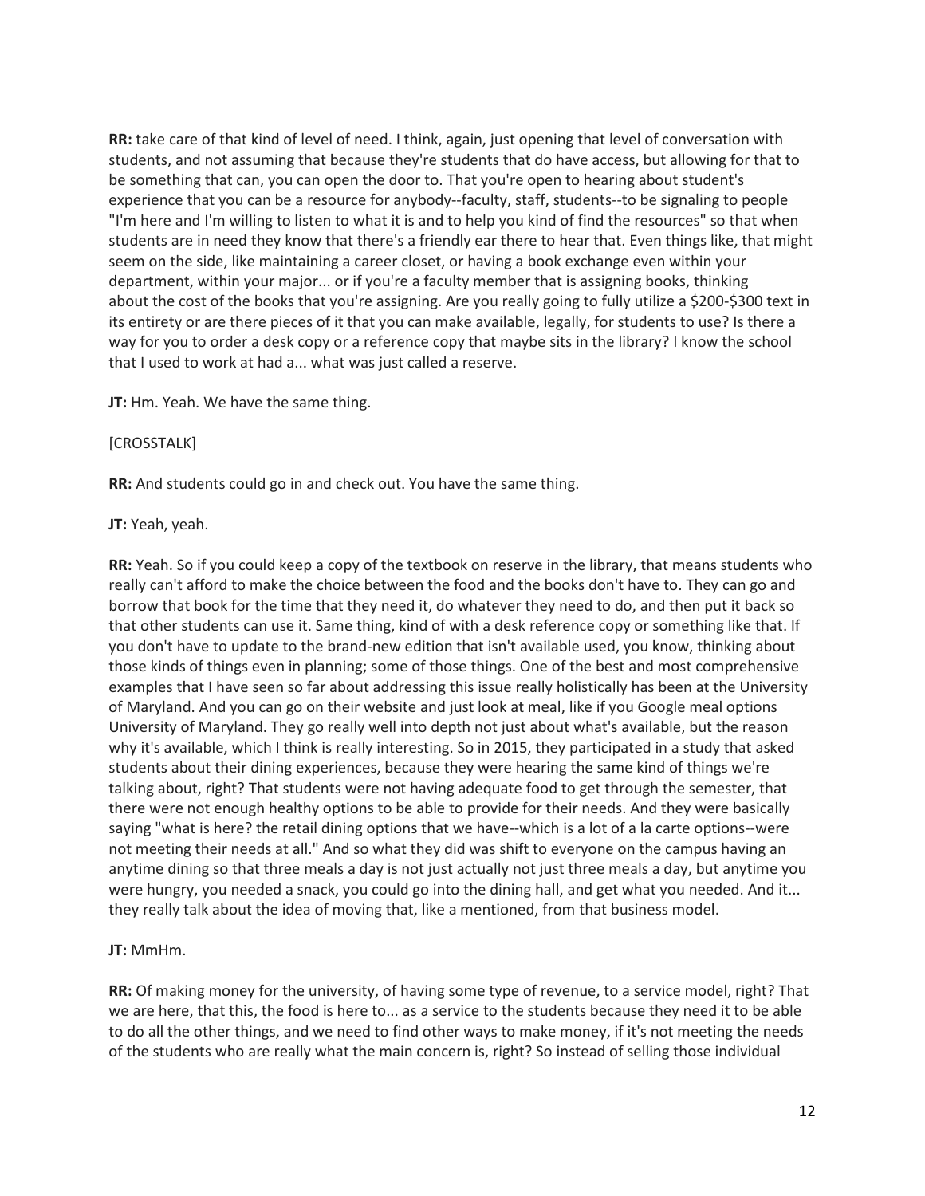**RR:** take care of that kind of level of need. I think, again, just opening that level of conversation with students, and not assuming that because they're students that do have access, but allowing for that to be something that can, you can open the door to. That you're open to hearing about student's experience that you can be a resource for anybody--faculty, staff, students--to be signaling to people "I'm here and I'm willing to listen to what it is and to help you kind of find the resources" so that when students are in need they know that there's a friendly ear there to hear that. Even things like, that might seem on the side, like maintaining a career closet, or having a book exchange even within your department, within your major... or if you're a faculty member that is assigning books, thinking about the cost of the books that you're assigning. Are you really going to fully utilize a $200-$300 text in its entirety or are there pieces of it that you can make available, legally, for students to use? Is there a way for you to order a desk copy or a reference copy that maybe sits in the library? I know the school that I used to work at had a... what was just called a reserve.

**JT:** Hm. Yeah. We have the same thing.

[CROSSTALK]

**RR:** And students could go in and check out. You have the same thing.

**JT:** Yeah, yeah.

**RR:** Yeah. So if you could keep a copy of the textbook on reserve in the library, that means students who really can't afford to make the choice between the food and the books don't have to. They can go and borrow that book for the time that they need it, do whatever they need to do, and then put it back so that other students can use it. Same thing, kind of with a desk reference copy or something like that. If you don't have to update to the brand-new edition that isn't available used, you know, thinking about those kinds of things even in planning; some of those things. One of the best and most comprehensive examples that I have seen so far about addressing this issue really holistically has been at the University of Maryland. And you can go on their website and just look at meal, like if you Google meal options University of Maryland. They go really well into depth not just about what's available, but the reason why it's available, which I think is really interesting. So in 2015, they participated in a study that asked students about their dining experiences, because they were hearing the same kind of things we're talking about, right? That students were not having adequate food to get through the semester, that there were not enough healthy options to be able to provide for their needs. And they were basically saying "what is here? the retail dining options that we have--which is a lot of a la carte options--were not meeting their needs at all." And so what they did was shift to everyone on the campus having an anytime dining so that three meals a day is not just actually not just three meals a day, but anytime you were hungry, you needed a snack, you could go into the dining hall, and get what you needed. And it... they really talk about the idea of moving that, like a mentioned, from that business model.

**JT:** MmHm.

**RR:** Of making money for the university, of having some type of revenue, to a service model, right? That we are here, that this, the food is here to... as a service to the students because they need it to be able to do all the other things, and we need to find other ways to make money, if it's not meeting the needs of the students who are really what the main concern is, right? So instead of selling those individual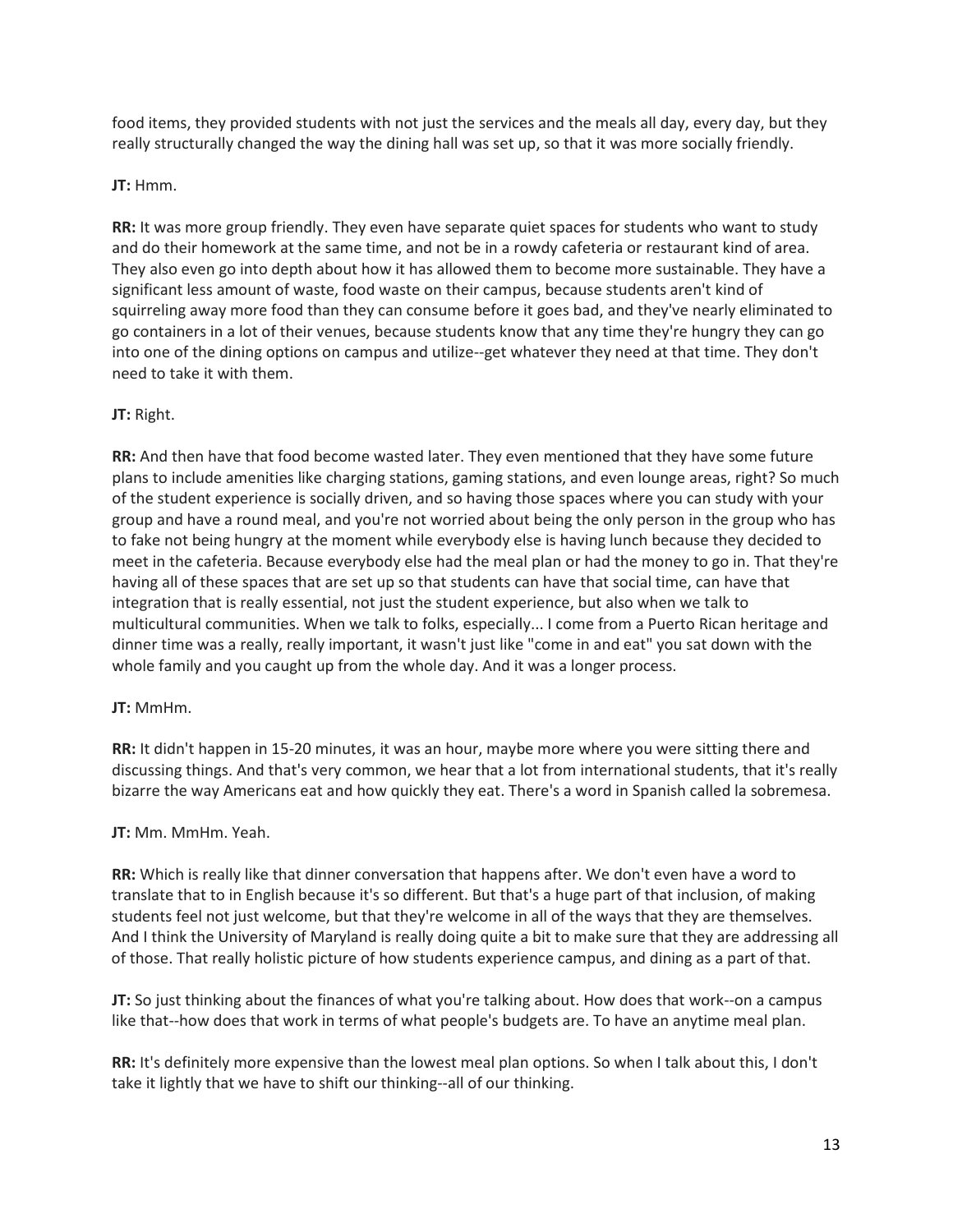food items, they provided students with not just the services and the meals all day, every day, but they really structurally changed the way the dining hall was set up, so that it was more socially friendly.

**JT:** Hmm.

**RR:** It was more group friendly. They even have separate quiet spaces for students who want to study and do their homework at the same time, and not be in a rowdy cafeteria or restaurant kind of area. They also even go into depth about how it has allowed them to become more sustainable. They have a significant less amount of waste, food waste on their campus, because students aren't kind of squirreling away more food than they can consume before it goes bad, and they've nearly eliminated to go containers in a lot of their venues, because students know that any time they're hungry they can go into one of the dining options on campus and utilize--get whatever they need at that time. They don't need to take it with them.

**JT:** Right.

**RR:** And then have that food become wasted later. They even mentioned that they have some future plans to include amenities like charging stations, gaming stations, and even lounge areas, right? So much of the student experience is socially driven, and so having those spaces where you can study with your group and have a round meal, and you're not worried about being the only person in the group who has to fake not being hungry at the moment while everybody else is having lunch because they decided to meet in the cafeteria. Because everybody else had the meal plan or had the money to go in. That they're having all of these spaces that are set up so that students can have that social time, can have that integration that is really essential, not just the student experience, but also when we talk to multicultural communities. When we talk to folks, especially... I come from a Puerto Rican heritage and dinner time was a really, really important, it wasn't just like "come in and eat" you sat down with the whole family and you caught up from the whole day. And it was a longer process.

**JT:** MmHm.

**RR:** It didn't happen in 15-20 minutes, it was an hour, maybe more where you were sitting there and discussing things. And that's very common, we hear that a lot from international students, that it's really bizarre the way Americans eat and how quickly they eat. There's a word in Spanish called la sobremesa.

**JT:** Mm. MmHm. Yeah.

**RR:** Which is really like that dinner conversation that happens after. We don't even have a word to translate that to in English because it's so different. But that's a huge part of that inclusion, of making students feel not just welcome, but that they're welcome in all of the ways that they are themselves. And I think the University of Maryland is really doing quite a bit to make sure that they are addressing all of those. That really holistic picture of how students experience campus, and dining as a part of that.

**JT:** So just thinking about the finances of what you're talking about. How does that work--on a campus like that--how does that work in terms of what people's budgets are. To have an anytime meal plan.

**RR:** It's definitely more expensive than the lowest meal plan options. So when I talk about this, I don't take it lightly that we have to shift our thinking--all of our thinking.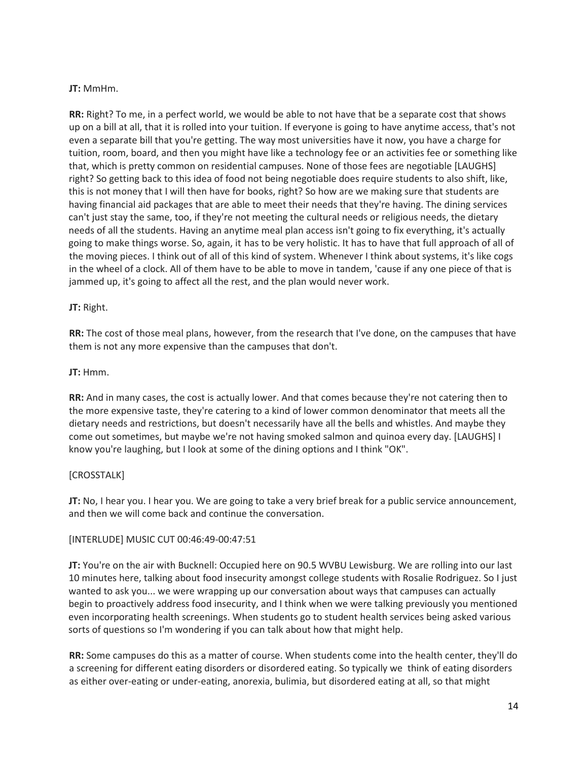**JT:** MmHm.

**RR:** Right? To me, in a perfect world, we would be able to not have that be a separate cost that shows up on a bill at all, that it is rolled into your tuition. If everyone is going to have anytime access, that's not even a separate bill that you're getting. The way most universities have it now, you have a charge for tuition, room, board, and then you might have like a technology fee or an activities fee or something like that, which is pretty common on residential campuses. None of those fees are negotiable [LAUGHS] right? So getting back to this idea of food not being negotiable does require students to also shift, like, this is not money that I will then have for books, right? So how are we making sure that students are having financial aid packages that are able to meet their needs that they're having. The dining services can't just stay the same, too, if they're not meeting the cultural needs or religious needs, the dietary needs of all the students. Having an anytime meal plan access isn't going to fix everything, it's actually going to make things worse. So, again, it has to be very holistic. It has to have that full approach of all of the moving pieces. I think out of all of this kind of system. Whenever I think about systems, it's like cogs in the wheel of a clock. All of them have to be able to move in tandem, 'cause if any one piece of that is jammed up, it's going to affect all the rest, and the plan would never work.

**JT:** Right.

**RR:** The cost of those meal plans, however, from the research that I've done, on the campuses that have them is not any more expensive than the campuses that don't.

**JT:** Hmm.

**RR:** And in many cases, the cost is actually lower. And that comes because they're not catering then to the more expensive taste, they're catering to a kind of lower common denominator that meets all the dietary needs and restrictions, but doesn't necessarily have all the bells and whistles. And maybe they come out sometimes, but maybe we're not having smoked salmon and quinoa every day. [LAUGHS] I know you're laughing, but I look at some of the dining options and I think "OK".

[CROSSTALK]

**JT:** No, I hear you. I hear you. We are going to take a very brief break for a public service announcement, and then we will come back and continue the conversation.

[INTERLUDE] MUSIC CUT 00:46:49-00:47:51

**JT:** You're on the air with Bucknell: Occupied here on 90.5 WVBU Lewisburg. We are rolling into our last 10 minutes here, talking about food insecurity amongst college students with Rosalie Rodriguez. So I just wanted to ask you... we were wrapping up our conversation about ways that campuses can actually begin to proactively address food insecurity, and I think when we were talking previously you mentioned even incorporating health screenings. When students go to student health services being asked various sorts of questions so I'm wondering if you can talk about how that might help.

**RR:** Some campuses do this as a matter of course. When students come into the health center, they'll do a screening for different eating disorders or disordered eating. So typically we think of eating disorders as either over-eating or under-eating, anorexia, bulimia, but disordered eating at all, so that might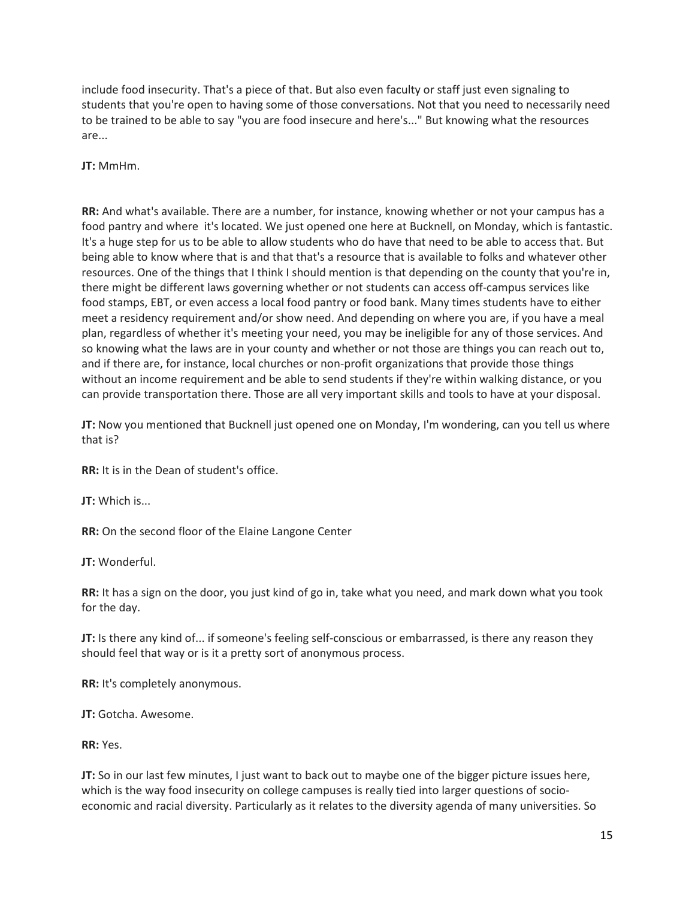include food insecurity. That's a piece of that. But also even faculty or staff just even signaling to students that you're open to having some of those conversations. Not that you need to necessarily need to be trained to be able to say "you are food insecure and here's..." But knowing what the resources are...

**JT:** MmHm.

**RR:** And what's available. There are a number, for instance, knowing whether or not your campus has a food pantry and where it's located. We just opened one here at Bucknell, on Monday, which is fantastic. It's a huge step for us to be able to allow students who do have that need to be able to access that. But being able to know where that is and that that's a resource that is available to folks and whatever other resources. One of the things that I think I should mention is that depending on the county that you're in, there might be different laws governing whether or not students can access off-campus services like food stamps, EBT, or even access a local food pantry or food bank. Many times students have to either meet a residency requirement and/or show need. And depending on where you are, if you have a meal plan, regardless of whether it's meeting your need, you may be ineligible for any of those services. And so knowing what the laws are in your county and whether or not those are things you can reach out to, and if there are, for instance, local churches or non-profit organizations that provide those things without an income requirement and be able to send students if they're within walking distance, or you can provide transportation there. Those are all very important skills and tools to have at your disposal.

**JT:** Now you mentioned that Bucknell just opened one on Monday, I'm wondering, can you tell us where that is?

**RR:** It is in the Dean of student's office.

**JT:** Which is...

**RR:** On the second floor of the Elaine Langone Center

**JT:** Wonderful.

**RR:** It has a sign on the door, you just kind of go in, take what you need, and mark down what you took for the day.

**JT:** Is there any kind of... if someone's feeling self-conscious or embarrassed, is there any reason they should feel that way or is it a pretty sort of anonymous process.

**RR:** It's completely anonymous.

**JT:** Gotcha. Awesome.

**RR:** Yes.

**JT:** So in our last few minutes, I just want to back out to maybe one of the bigger picture issues here, which is the way food insecurity on college campuses is really tied into larger questions of socio-economic and racial diversity. Particularly as it relates to the diversity agenda of many universities. So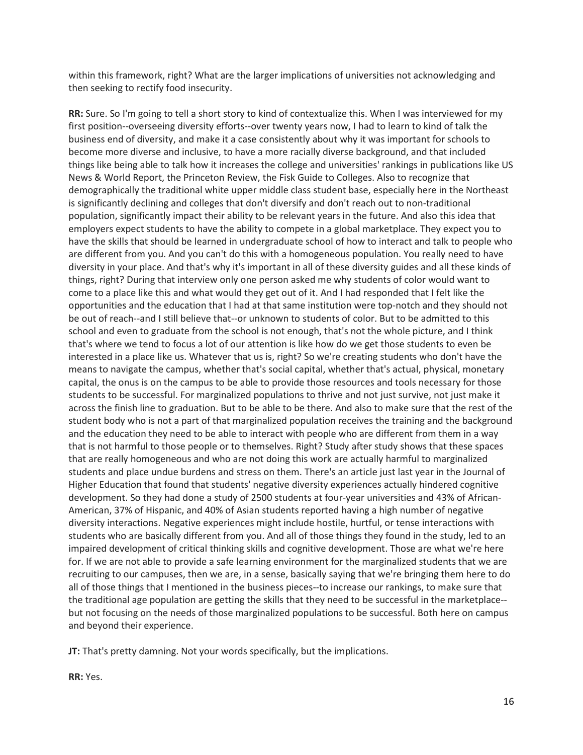within this framework, right? What are the larger implications of universities not acknowledging and then seeking to rectify food insecurity.

**RR:** Sure. So I'm going to tell a short story to kind of contextualize this. When I was interviewed for my first position--overseeing diversity efforts--over twenty years now, I had to learn to kind of talk the business end of diversity, and make it a case consistently about why it was important for schools to become more diverse and inclusive, to have a more racially diverse background, and that included things like being able to talk how it increases the college and universities' rankings in publications like US News & World Report, the Princeton Review, the Fisk Guide to Colleges. Also to recognize that demographically the traditional white upper middle class student base, especially here in the Northeast is significantly declining and colleges that don't diversify and don't reach out to non-traditional population, significantly impact their ability to be relevant years in the future. And also this idea that employers expect students to have the ability to compete in a global marketplace. They expect you to have the skills that should be learned in undergraduate school of how to interact and talk to people who are different from you. And you can't do this with a homogeneous population. You really need to have diversity in your place. And that's why it's important in all of these diversity guides and all these kinds of things, right? During that interview only one person asked me why students of color would want to come to a place like this and what would they get out of it. And I had responded that I felt like the opportunities and the education that I had at that same institution were top-notch and they should not be out of reach--and I still believe that--or unknown to students of color. But to be admitted to this school and even to graduate from the school is not enough, that's not the whole picture, and I think that's where we tend to focus a lot of our attention is like how do we get those students to even be interested in a place like us. Whatever that us is, right? So we're creating students who don't have the means to navigate the campus, whether that's social capital, whether that's actual, physical, monetary capital, the onus is on the campus to be able to provide those resources and tools necessary for those students to be successful. For marginalized populations to thrive and not just survive, not just make it across the finish line to graduation. But to be able to be there. And also to make sure that the rest of the student body who is not a part of that marginalized population receives the training and the background and the education they need to be able to interact with people who are different from them in a way that is not harmful to those people or to themselves. Right? Study after study shows that these spaces that are really homogeneous and who are not doing this work are actually harmful to marginalized students and place undue burdens and stress on them. There's an article just last year in the Journal of Higher Education that found that students' negative diversity experiences actually hindered cognitive development. So they had done a study of 2500 students at four-year universities and 43% of African-American, 37% of Hispanic, and 40% of Asian students reported having a high number of negative diversity interactions. Negative experiences might include hostile, hurtful, or tense interactions with students who are basically different from you. And all of those things they found in the study, led to an impaired development of critical thinking skills and cognitive development. Those are what we're here for. If we are not able to provide a safe learning environment for the marginalized students that we are recruiting to our campuses, then we are, in a sense, basically saying that we're bringing them here to do all of those things that I mentioned in the business pieces--to increase our rankings, to make sure that the traditional age population are getting the skills that they need to be successful in the marketplace--but not focusing on the needs of those marginalized populations to be successful. Both here on campus and beyond their experience.

**JT:** That's pretty damning. Not your words specifically, but the implications.

**RR:** Yes.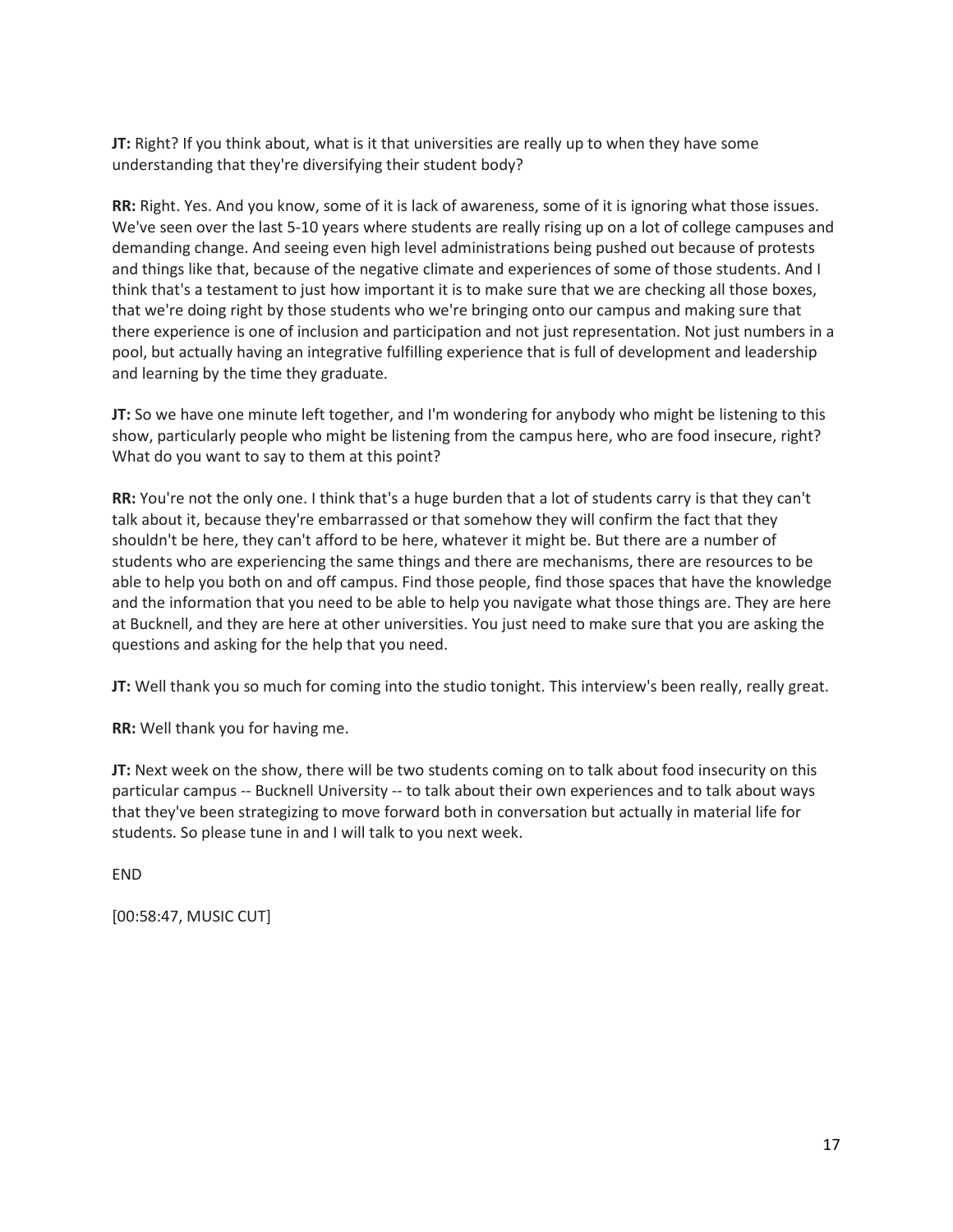**JT:** Right? If you think about, what is it that universities are really up to when they have some understanding that they're diversifying their student body?

**RR:** Right. Yes. And you know, some of it is lack of awareness, some of it is ignoring what those issues. We've seen over the last 5-10 years where students are really rising up on a lot of college campuses and demanding change. And seeing even high level administrations being pushed out because of protests and things like that, because of the negative climate and experiences of some of those students. And I think that's a testament to just how important it is to make sure that we are checking all those boxes, that we're doing right by those students who we're bringing onto our campus and making sure that there experience is one of inclusion and participation and not just representation. Not just numbers in a pool, but actually having an integrative fulfilling experience that is full of development and leadership and learning by the time they graduate.

**JT:** So we have one minute left together, and I'm wondering for anybody who might be listening to this show, particularly people who might be listening from the campus here, who are food insecure, right? What do you want to say to them at this point?

**RR:** You're not the only one. I think that's a huge burden that a lot of students carry is that they can't talk about it, because they're embarrassed or that somehow they will confirm the fact that they shouldn't be here, they can't afford to be here, whatever it might be. But there are a number of students who are experiencing the same things and there are mechanisms, there are resources to be able to help you both on and off campus. Find those people, find those spaces that have the knowledge and the information that you need to be able to help you navigate what those things are. They are here at Bucknell, and they are here at other universities. You just need to make sure that you are asking the questions and asking for the help that you need.

**JT:** Well thank you so much for coming into the studio tonight. This interview's been really, really great.

**RR:** Well thank you for having me.

**JT:** Next week on the show, there will be two students coming on to talk about food insecurity on this particular campus -- Bucknell University -- to talk about their own experiences and to talk about ways that they've been strategizing to move forward both in conversation but actually in material life for students. So please tune in and I will talk to you next week.

END

[00:58:47, MUSIC CUT]